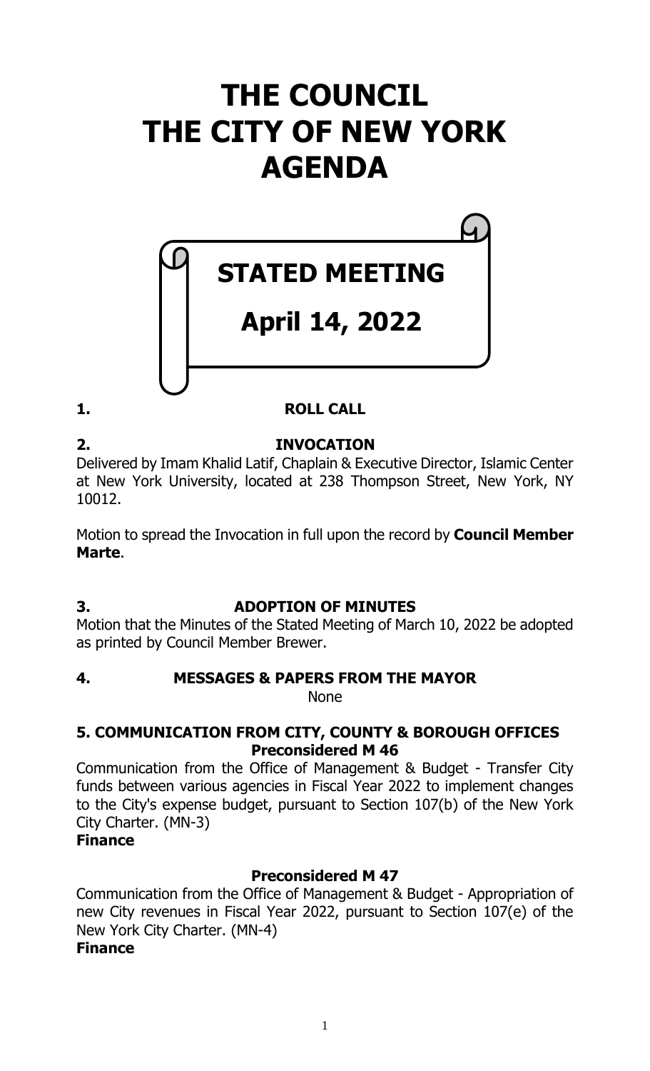# THE COUNCIL
# THE CITY OF NEW YORK
# AGENDA

## STATED MEETING

## April 14, 2022

**1. ROLL CALL**

**2. INVOCATION**

Delivered by Imam Khalid Latif, Chaplain & Executive Director, Islamic Center at New York University, located at 238 Thompson Street, New York, NY 10012.

Motion to spread the Invocation in full upon the record by **Council Member Marte**.

**3. ADOPTION OF MINUTES**

Motion that the Minutes of the Stated Meeting of March 10, 2022 be adopted as printed by Council Member Brewer.

**4. MESSAGES & PAPERS FROM THE MAYOR**

None

**5. COMMUNICATION FROM CITY, COUNTY & BOROUGH OFFICES**

**Preconsidered M 46**

Communication from the Office of Management & Budget - Transfer City funds between various agencies in Fiscal Year 2022 to implement changes to the City's expense budget, pursuant to Section 107(b) of the New York City Charter. (MN-3)

**Finance**

**Preconsidered M 47**

Communication from the Office of Management & Budget - Appropriation of new City revenues in Fiscal Year 2022, pursuant to Section 107(e) of the New York City Charter. (MN-4)

**Finance**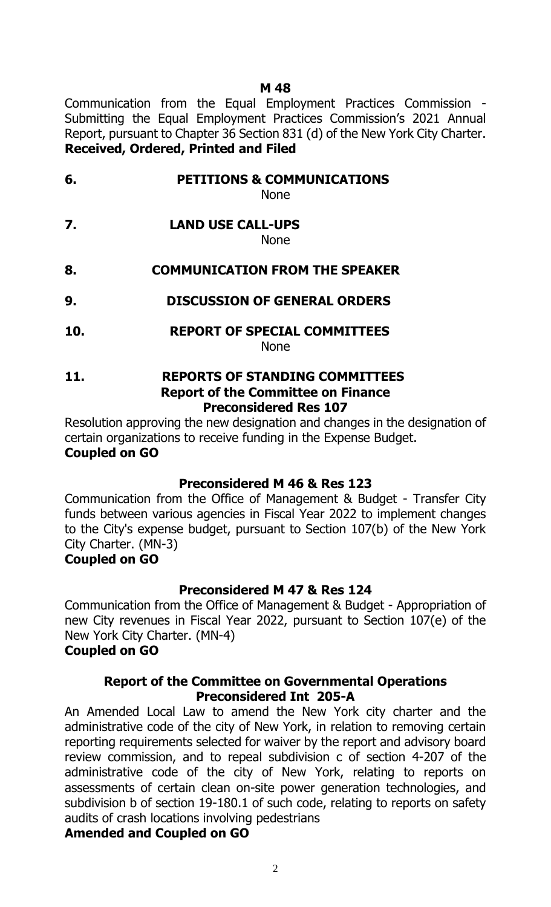**M 48**

Communication from the Equal Employment Practices Commission - Submitting the Equal Employment Practices Commission's 2021 Annual Report, pursuant to Chapter 36 Section 831 (d) of the New York City Charter.
**Received, Ordered, Printed and Filed**

## 6. PETITIONS & COMMUNICATIONS

None

## 7. LAND USE CALL-UPS

None

## 8. COMMUNICATION FROM THE SPEAKER

## 9. DISCUSSION OF GENERAL ORDERS

## 10. REPORT OF SPECIAL COMMITTEES

None

## 11. REPORTS OF STANDING COMMITTEES

### Report of the Committee on Finance

**Preconsidered Res 107**

Resolution approving the new designation and changes in the designation of certain organizations to receive funding in the Expense Budget.
**Coupled on GO**

**Preconsidered M 46 & Res 123**

Communication from the Office of Management & Budget - Transfer City funds between various agencies in Fiscal Year 2022 to implement changes to the City's expense budget, pursuant to Section 107(b) of the New York City Charter. (MN-3)
**Coupled on GO**

**Preconsidered M 47 & Res 124**

Communication from the Office of Management & Budget - Appropriation of new City revenues in Fiscal Year 2022, pursuant to Section 107(e) of the New York City Charter. (MN-4)
**Coupled on GO**

### Report of the Committee on Governmental Operations

**Preconsidered Int 205-A**

An Amended Local Law to amend the New York city charter and the administrative code of the city of New York, in relation to removing certain reporting requirements selected for waiver by the report and advisory board review commission, and to repeal subdivision c of section 4-207 of the administrative code of the city of New York, relating to reports on assessments of certain clean on-site power generation technologies, and subdivision b of section 19-180.1 of such code, relating to reports on safety audits of crash locations involving pedestrians
**Amended and Coupled on GO**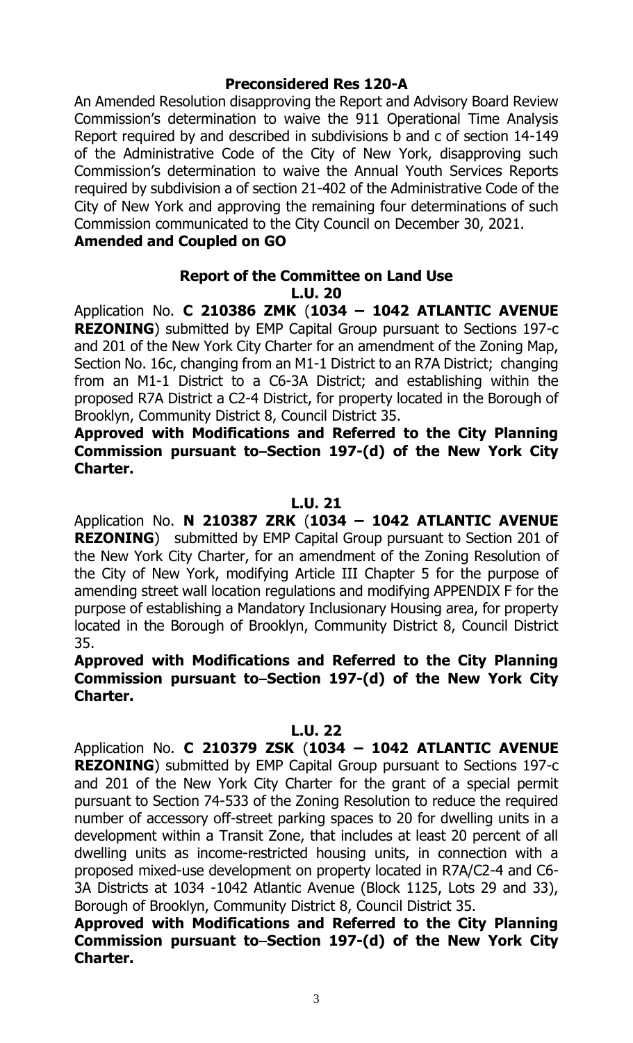### Preconsidered Res 120-A

An Amended Resolution disapproving the Report and Advisory Board Review Commission's determination to waive the 911 Operational Time Analysis Report required by and described in subdivisions b and c of section 14-149 of the Administrative Code of the City of New York, disapproving such Commission's determination to waive the Annual Youth Services Reports required by subdivision a of section 21-402 of the Administrative Code of the City of New York and approving the remaining four determinations of such Commission communicated to the City Council on December 30, 2021.

**Amended and Coupled on GO**

## Report of the Committee on Land Use

### L.U. 20

Application No. **C 210386 ZMK** (**1034 – 1042 ATLANTIC AVENUE REZONING**) submitted by EMP Capital Group pursuant to Sections 197-c and 201 of the New York City Charter for an amendment of the Zoning Map, Section No. 16c, changing from an M1-1 District to an R7A District; changing from an M1-1 District to a C6-3A District; and establishing within the proposed R7A District a C2-4 District, for property located in the Borough of Brooklyn, Community District 8, Council District 35.

**Approved with Modifications and Referred to the City Planning Commission pursuant to Section 197-(d) of the New York City Charter.**

### L.U. 21

Application No. **N 210387 ZRK** (**1034 – 1042 ATLANTIC AVENUE REZONING**) submitted by EMP Capital Group pursuant to Section 201 of the New York City Charter, for an amendment of the Zoning Resolution of the City of New York, modifying Article III Chapter 5 for the purpose of amending street wall location regulations and modifying APPENDIX F for the purpose of establishing a Mandatory Inclusionary Housing area, for property located in the Borough of Brooklyn, Community District 8, Council District 35.

**Approved with Modifications and Referred to the City Planning Commission pursuant to Section 197-(d) of the New York City Charter.**

### L.U. 22

Application No. **C 210379 ZSK** (**1034 – 1042 ATLANTIC AVENUE REZONING**) submitted by EMP Capital Group pursuant to Sections 197-c and 201 of the New York City Charter for the grant of a special permit pursuant to Section 74-533 of the Zoning Resolution to reduce the required number of accessory off-street parking spaces to 20 for dwelling units in a development within a Transit Zone, that includes at least 20 percent of all dwelling units as income-restricted housing units, in connection with a proposed mixed-use development on property located in R7A/C2-4 and C6-3A Districts at 1034 -1042 Atlantic Avenue (Block 1125, Lots 29 and 33), Borough of Brooklyn, Community District 8, Council District 35.

**Approved with Modifications and Referred to the City Planning Commission pursuant to Section 197-(d) of the New York City Charter.**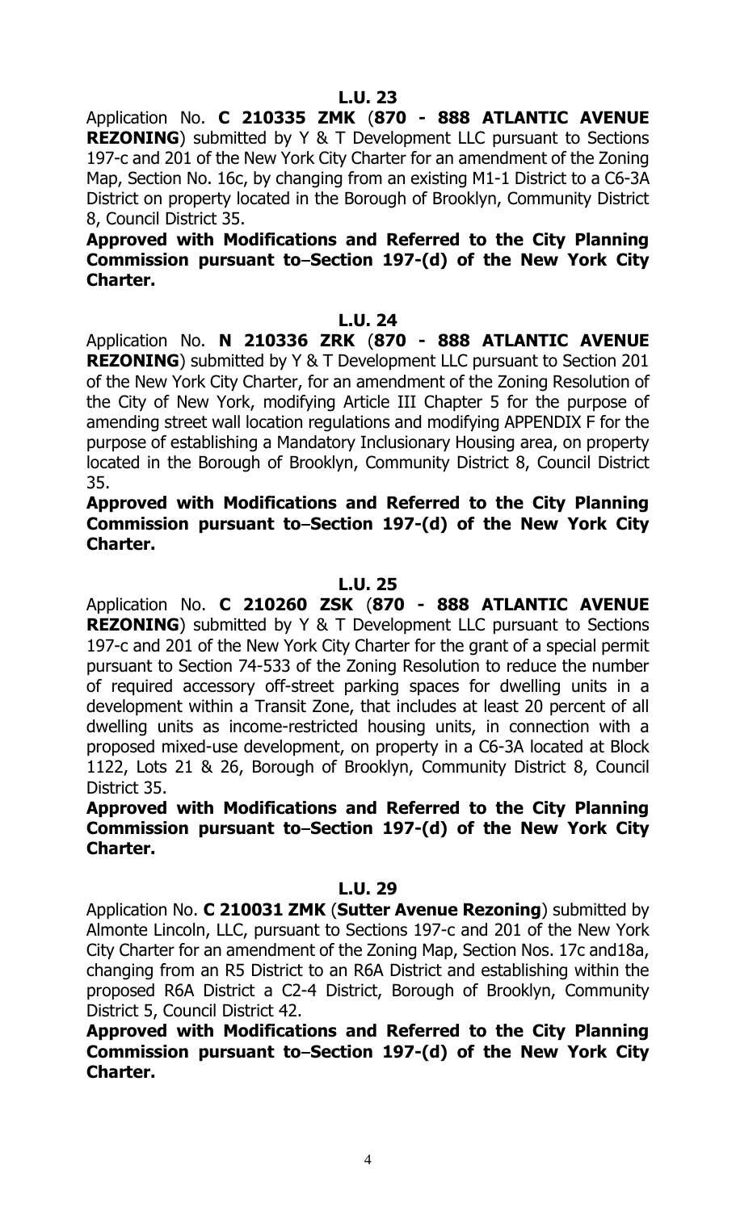**L.U. 23**

Application No. **C 210335 ZMK** (**870 - 888 ATLANTIC AVENUE REZONING**) submitted by Y & T Development LLC pursuant to Sections 197-c and 201 of the New York City Charter for an amendment of the Zoning Map, Section No. 16c, by changing from an existing M1-1 District to a C6-3A District on property located in the Borough of Brooklyn, Community District 8, Council District 35.

**Approved with Modifications and Referred to the City Planning Commission pursuant to–Section 197-(d) of the New York City Charter.**

**L.U. 24**

Application No. **N 210336 ZRK** (**870 - 888 ATLANTIC AVENUE REZONING**) submitted by Y & T Development LLC pursuant to Section 201 of the New York City Charter, for an amendment of the Zoning Resolution of the City of New York, modifying Article III Chapter 5 for the purpose of amending street wall location regulations and modifying APPENDIX F for the purpose of establishing a Mandatory Inclusionary Housing area, on property located in the Borough of Brooklyn, Community District 8, Council District 35.

**Approved with Modifications and Referred to the City Planning Commission pursuant to–Section 197-(d) of the New York City Charter.**

**L.U. 25**

Application No. **C 210260 ZSK** (**870 - 888 ATLANTIC AVENUE REZONING**) submitted by Y & T Development LLC pursuant to Sections 197-c and 201 of the New York City Charter for the grant of a special permit pursuant to Section 74-533 of the Zoning Resolution to reduce the number of required accessory off-street parking spaces for dwelling units in a development within a Transit Zone, that includes at least 20 percent of all dwelling units as income-restricted housing units, in connection with a proposed mixed-use development, on property in a C6-3A located at Block 1122, Lots 21 & 26, Borough of Brooklyn, Community District 8, Council District 35.

**Approved with Modifications and Referred to the City Planning Commission pursuant to–Section 197-(d) of the New York City Charter.**

**L.U. 29**

Application No. **C 210031 ZMK** (**Sutter Avenue Rezoning**) submitted by Almonte Lincoln, LLC, pursuant to Sections 197-c and 201 of the New York City Charter for an amendment of the Zoning Map, Section Nos. 17c and18a, changing from an R5 District to an R6A District and establishing within the proposed R6A District a C2-4 District, Borough of Brooklyn, Community District 5, Council District 42.

**Approved with Modifications and Referred to the City Planning Commission pursuant to–Section 197-(d) of the New York City Charter.**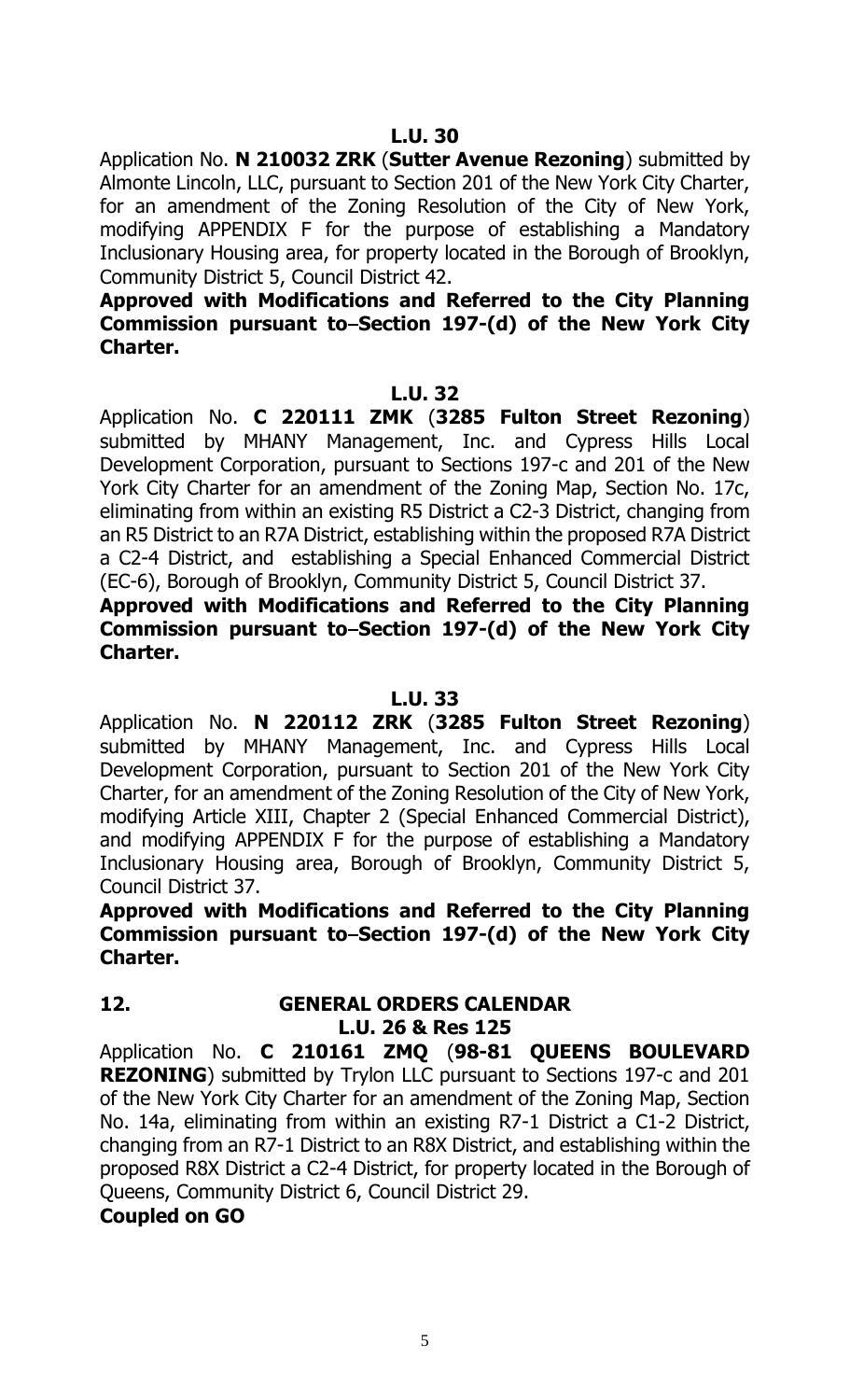**L.U. 30**

Application No. **N 210032 ZRK** (**Sutter Avenue Rezoning**) submitted by Almonte Lincoln, LLC, pursuant to Section 201 of the New York City Charter, for an amendment of the Zoning Resolution of the City of New York, modifying APPENDIX F for the purpose of establishing a Mandatory Inclusionary Housing area, for property located in the Borough of Brooklyn, Community District 5, Council District 42.

**Approved with Modifications and Referred to the City Planning Commission pursuant to–Section 197-(d) of the New York City Charter.**

**L.U. 32**

Application No. **C 220111 ZMK** (**3285 Fulton Street Rezoning**) submitted by MHANY Management, Inc. and Cypress Hills Local Development Corporation, pursuant to Sections 197-c and 201 of the New York City Charter for an amendment of the Zoning Map, Section No. 17c, eliminating from within an existing R5 District a C2-3 District, changing from an R5 District to an R7A District, establishing within the proposed R7A District a C2-4 District, and establishing a Special Enhanced Commercial District (EC-6), Borough of Brooklyn, Community District 5, Council District 37.

**Approved with Modifications and Referred to the City Planning Commission pursuant to–Section 197-(d) of the New York City Charter.**

**L.U. 33**

Application No. **N 220112 ZRK** (**3285 Fulton Street Rezoning**) submitted by MHANY Management, Inc. and Cypress Hills Local Development Corporation, pursuant to Section 201 of the New York City Charter, for an amendment of the Zoning Resolution of the City of New York, modifying Article XIII, Chapter 2 (Special Enhanced Commercial District), and modifying APPENDIX F for the purpose of establishing a Mandatory Inclusionary Housing area, Borough of Brooklyn, Community District 5, Council District 37.

**Approved with Modifications and Referred to the City Planning Commission pursuant to–Section 197-(d) of the New York City Charter.**

## 12. GENERAL ORDERS CALENDAR

**L.U. 26 & Res 125**

Application No. **C 210161 ZMQ** (**98-81 QUEENS BOULEVARD REZONING**) submitted by Trylon LLC pursuant to Sections 197-c and 201 of the New York City Charter for an amendment of the Zoning Map, Section No. 14a, eliminating from within an existing R7-1 District a C1-2 District, changing from an R7-1 District to an R8X District, and establishing within the proposed R8X District a C2-4 District, for property located in the Borough of Queens, Community District 6, Council District 29.

**Coupled on GO**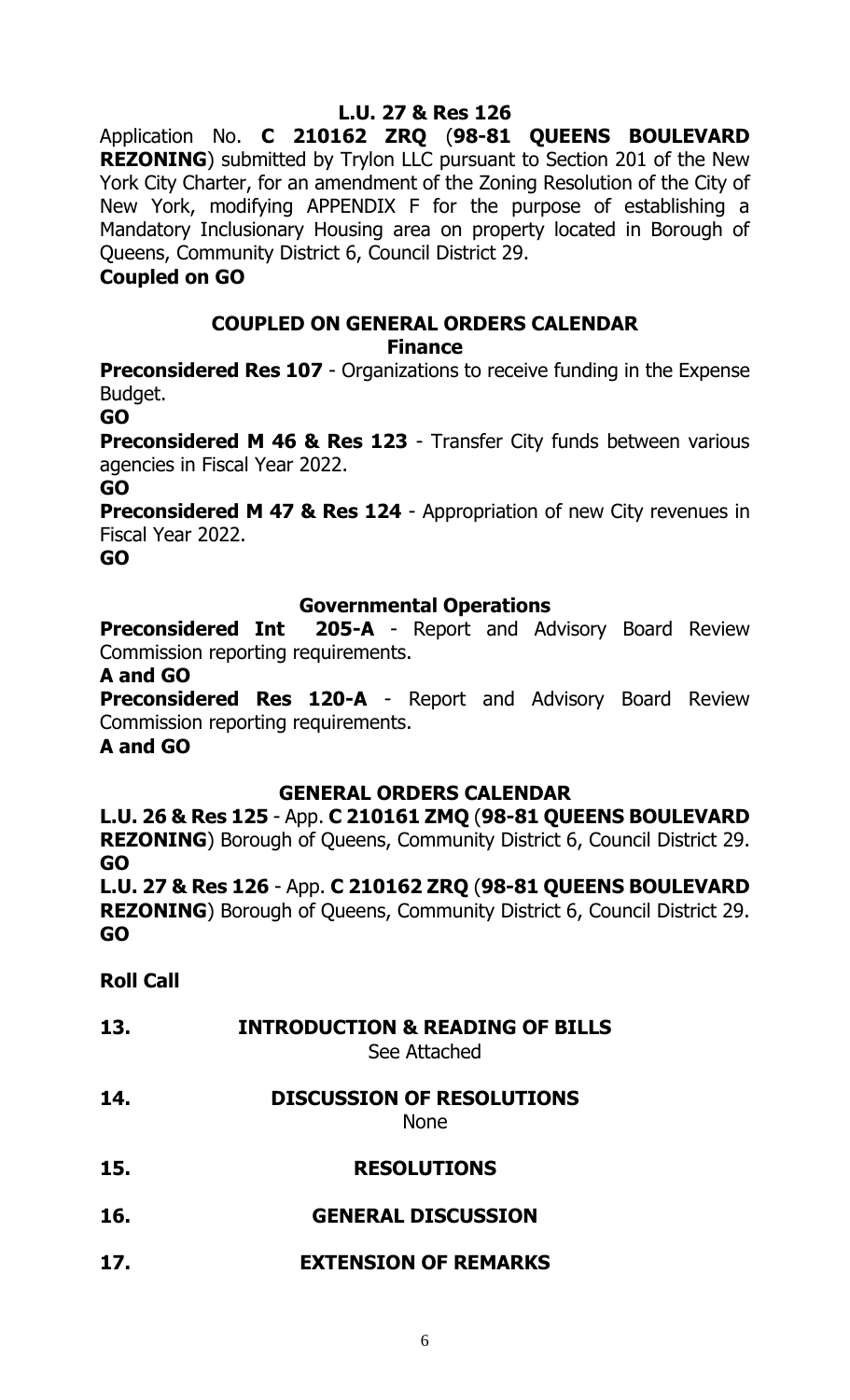**L.U. 27 & Res 126**

Application No. **C 210162 ZRQ** (**98-81 QUEENS BOULEVARD REZONING**) submitted by Trylon LLC pursuant to Section 201 of the New York City Charter, for an amendment of the Zoning Resolution of the City of New York, modifying APPENDIX F for the purpose of establishing a Mandatory Inclusionary Housing area on property located in Borough of Queens, Community District 6, Council District 29.

**Coupled on GO**

## COUPLED ON GENERAL ORDERS CALENDAR

### Finance

**Preconsidered Res 107** - Organizations to receive funding in the Expense Budget.

**GO**

**Preconsidered M 46 & Res 123** - Transfer City funds between various agencies in Fiscal Year 2022.

**GO**

**Preconsidered M 47 & Res 124** - Appropriation of new City revenues in Fiscal Year 2022.

**GO**

### Governmental Operations

**Preconsidered Int 205-A** - Report and Advisory Board Review Commission reporting requirements.

**A and GO**

**Preconsidered Res 120-A** - Report and Advisory Board Review Commission reporting requirements.

**A and GO**

## GENERAL ORDERS CALENDAR

**L.U. 26 & Res 125** - App. **C 210161 ZMQ** (**98-81 QUEENS BOULEVARD REZONING**) Borough of Queens, Community District 6, Council District 29.

**GO**

**L.U. 27 & Res 126** - App. **C 210162 ZRQ** (**98-81 QUEENS BOULEVARD REZONING**) Borough of Queens, Community District 6, Council District 29.

**GO**

**Roll Call**

**13. INTRODUCTION & READING OF BILLS**

See Attached

**14. DISCUSSION OF RESOLUTIONS**

None

**15. RESOLUTIONS**

**16. GENERAL DISCUSSION**

**17. EXTENSION OF REMARKS**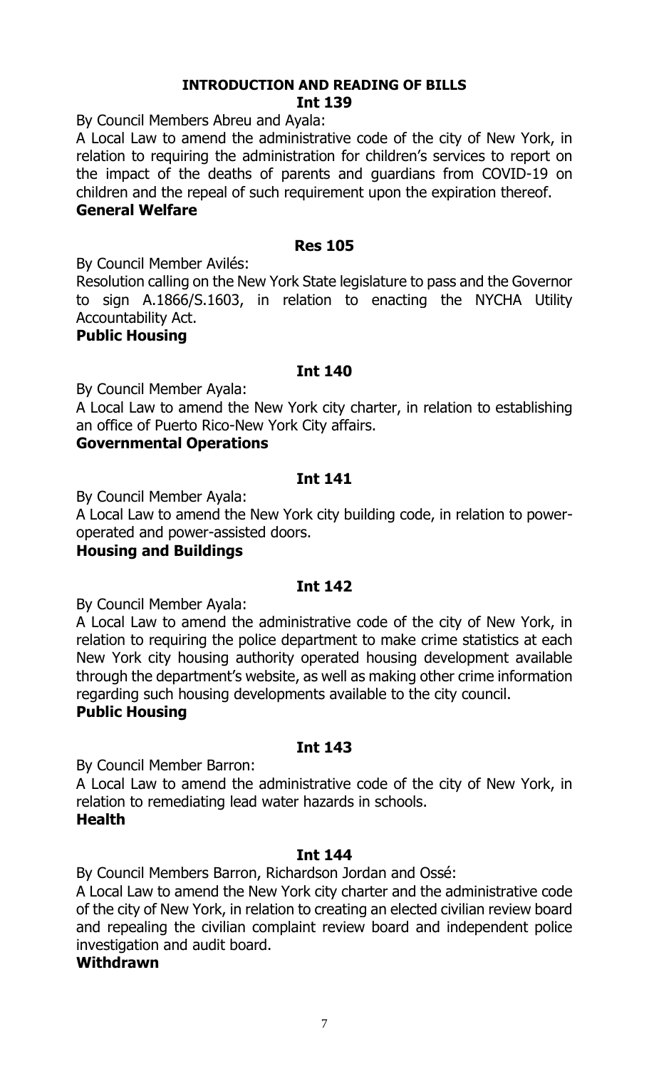## INTRODUCTION AND READING OF BILLS

### Int 139

By Council Members Abreu and Ayala:

A Local Law to amend the administrative code of the city of New York, in relation to requiring the administration for children's services to report on the impact of the deaths of parents and guardians from COVID-19 on children and the repeal of such requirement upon the expiration thereof.

**General Welfare**

### Res 105

By Council Member Avilés:

Resolution calling on the New York State legislature to pass and the Governor to sign A.1866/S.1603, in relation to enacting the NYCHA Utility Accountability Act.

**Public Housing**

### Int 140

By Council Member Ayala:

A Local Law to amend the New York city charter, in relation to establishing an office of Puerto Rico-New York City affairs.

**Governmental Operations**

### Int 141

By Council Member Ayala:

A Local Law to amend the New York city building code, in relation to power-operated and power-assisted doors.

**Housing and Buildings**

### Int 142

By Council Member Ayala:

A Local Law to amend the administrative code of the city of New York, in relation to requiring the police department to make crime statistics at each New York city housing authority operated housing development available through the department's website, as well as making other crime information regarding such housing developments available to the city council.

**Public Housing**

### Int 143

By Council Member Barron:

A Local Law to amend the administrative code of the city of New York, in relation to remediating lead water hazards in schools.

**Health**

### Int 144

By Council Members Barron, Richardson Jordan and Ossé:

A Local Law to amend the New York city charter and the administrative code of the city of New York, in relation to creating an elected civilian review board and repealing the civilian complaint review board and independent police investigation and audit board.

**Withdrawn**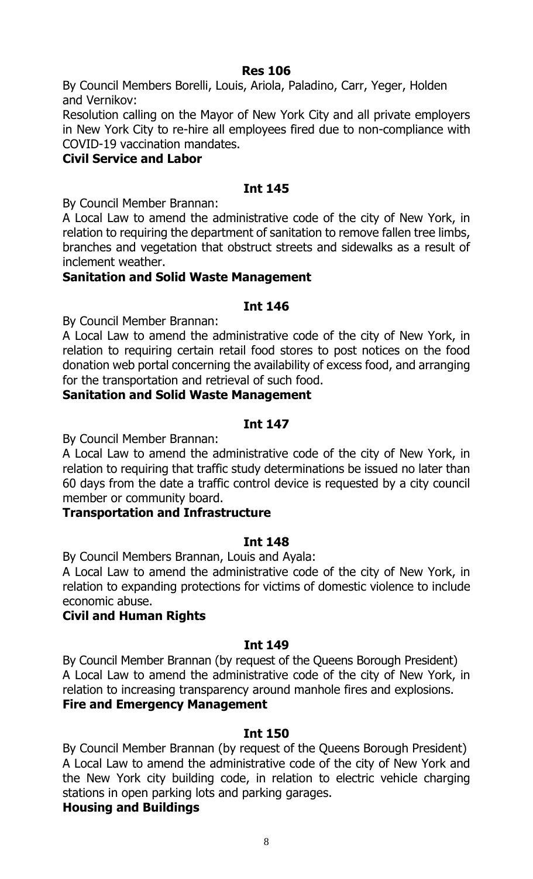**Res 106**

By Council Members Borelli, Louis, Ariola, Paladino, Carr, Yeger, Holden and Vernikov:

Resolution calling on the Mayor of New York City and all private employers in New York City to re-hire all employees fired due to non-compliance with COVID-19 vaccination mandates.

**Civil Service and Labor**

**Int 145**

By Council Member Brannan:

A Local Law to amend the administrative code of the city of New York, in relation to requiring the department of sanitation to remove fallen tree limbs, branches and vegetation that obstruct streets and sidewalks as a result of inclement weather.

**Sanitation and Solid Waste Management**

**Int 146**

By Council Member Brannan:

A Local Law to amend the administrative code of the city of New York, in relation to requiring certain retail food stores to post notices on the food donation web portal concerning the availability of excess food, and arranging for the transportation and retrieval of such food.

**Sanitation and Solid Waste Management**

**Int 147**

By Council Member Brannan:

A Local Law to amend the administrative code of the city of New York, in relation to requiring that traffic study determinations be issued no later than 60 days from the date a traffic control device is requested by a city council member or community board.

**Transportation and Infrastructure**

**Int 148**

By Council Members Brannan, Louis and Ayala:

A Local Law to amend the administrative code of the city of New York, in relation to expanding protections for victims of domestic violence to include economic abuse.

**Civil and Human Rights**

**Int 149**

By Council Member Brannan (by request of the Queens Borough President)

A Local Law to amend the administrative code of the city of New York, in relation to increasing transparency around manhole fires and explosions.

**Fire and Emergency Management**

**Int 150**

By Council Member Brannan (by request of the Queens Borough President)

A Local Law to amend the administrative code of the city of New York and the New York city building code, in relation to electric vehicle charging stations in open parking lots and parking garages.

**Housing and Buildings**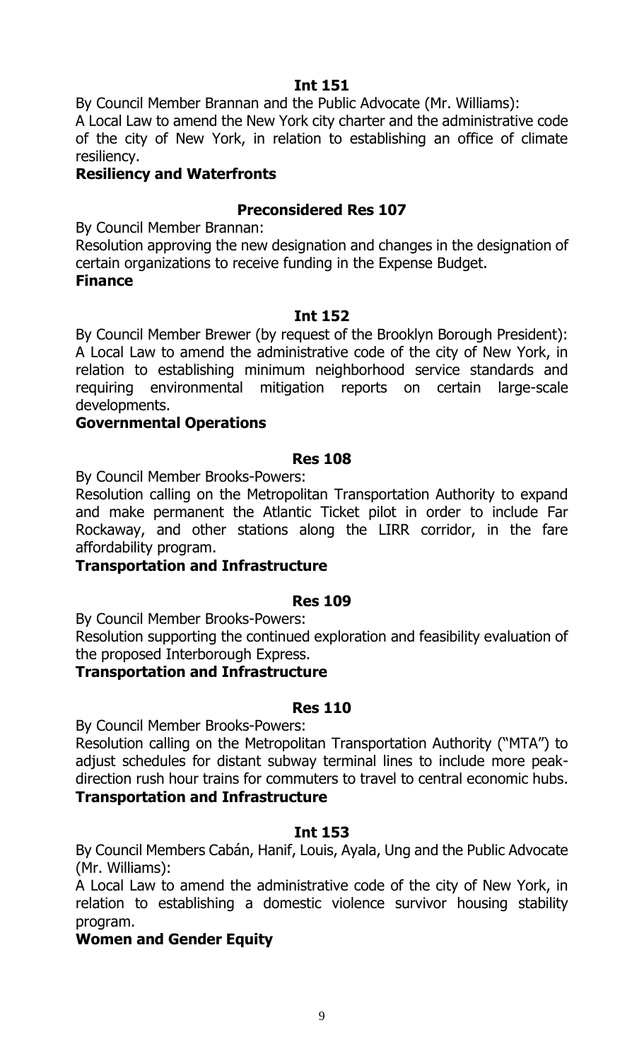**Int 151**

By Council Member Brannan and the Public Advocate (Mr. Williams):

A Local Law to amend the New York city charter and the administrative code of the city of New York, in relation to establishing an office of climate resiliency.

**Resiliency and Waterfronts**

**Preconsidered Res 107**

By Council Member Brannan:

Resolution approving the new designation and changes in the designation of certain organizations to receive funding in the Expense Budget.

**Finance**

**Int 152**

By Council Member Brewer (by request of the Brooklyn Borough President):

A Local Law to amend the administrative code of the city of New York, in relation to establishing minimum neighborhood service standards and requiring environmental mitigation reports on certain large-scale developments.

**Governmental Operations**

**Res 108**

By Council Member Brooks-Powers:

Resolution calling on the Metropolitan Transportation Authority to expand and make permanent the Atlantic Ticket pilot in order to include Far Rockaway, and other stations along the LIRR corridor, in the fare affordability program.

**Transportation and Infrastructure**

**Res 109**

By Council Member Brooks-Powers:

Resolution supporting the continued exploration and feasibility evaluation of the proposed Interborough Express.

**Transportation and Infrastructure**

**Res 110**

By Council Member Brooks-Powers:

Resolution calling on the Metropolitan Transportation Authority ("MTA") to adjust schedules for distant subway terminal lines to include more peak-direction rush hour trains for commuters to travel to central economic hubs.

**Transportation and Infrastructure**

**Int 153**

By Council Members Cabán, Hanif, Louis, Ayala, Ung and the Public Advocate (Mr. Williams):

A Local Law to amend the administrative code of the city of New York, in relation to establishing a domestic violence survivor housing stability program.

**Women and Gender Equity**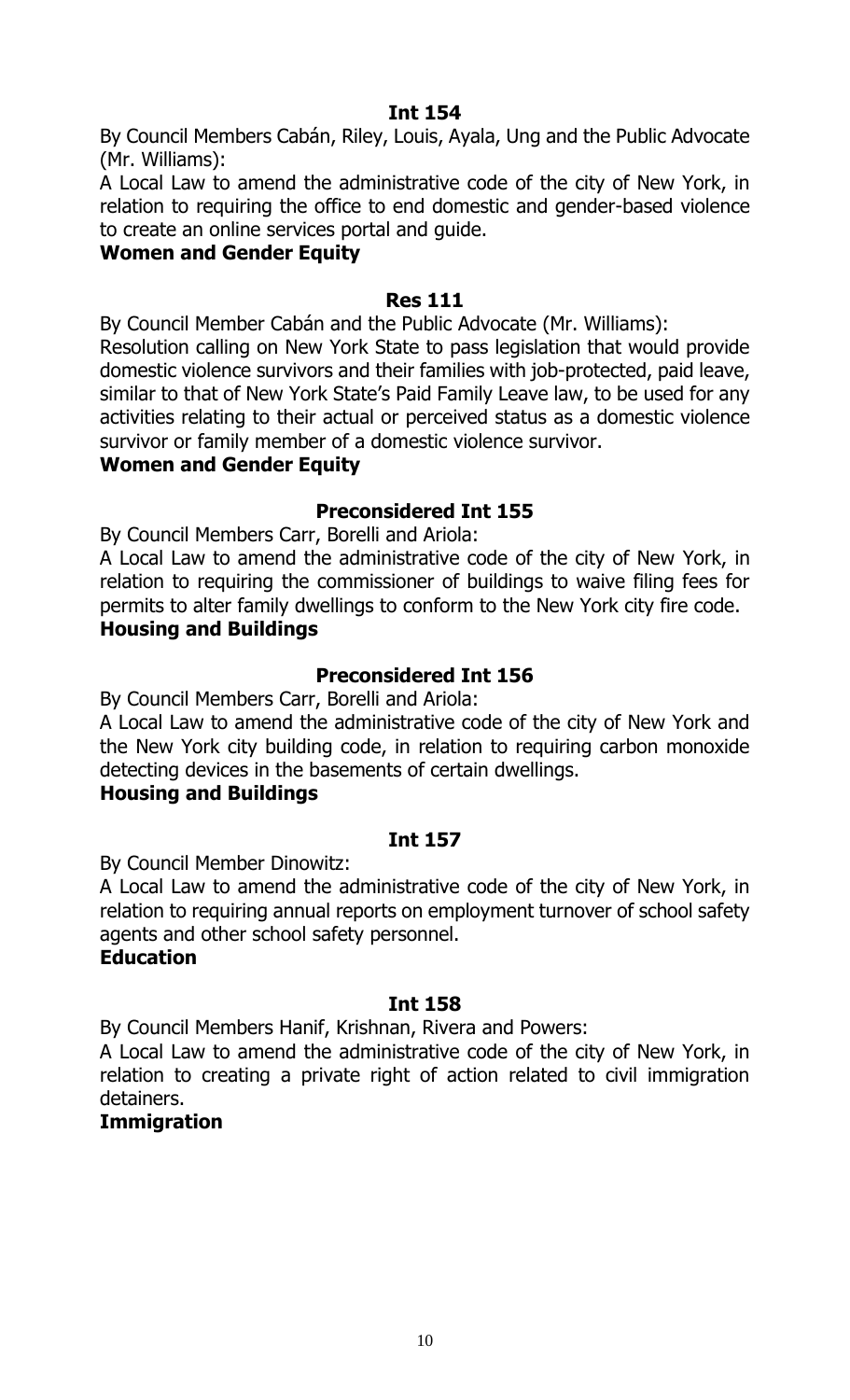**Int 154**

By Council Members Cabán, Riley, Louis, Ayala, Ung and the Public Advocate (Mr. Williams):

A Local Law to amend the administrative code of the city of New York, in relation to requiring the office to end domestic and gender-based violence to create an online services portal and guide.

**Women and Gender Equity**

**Res 111**

By Council Member Cabán and the Public Advocate (Mr. Williams):

Resolution calling on New York State to pass legislation that would provide domestic violence survivors and their families with job-protected, paid leave, similar to that of New York State's Paid Family Leave law, to be used for any activities relating to their actual or perceived status as a domestic violence survivor or family member of a domestic violence survivor.

**Women and Gender Equity**

**Preconsidered Int 155**

By Council Members Carr, Borelli and Ariola:

A Local Law to amend the administrative code of the city of New York, in relation to requiring the commissioner of buildings to waive filing fees for permits to alter family dwellings to conform to the New York city fire code.

**Housing and Buildings**

**Preconsidered Int 156**

By Council Members Carr, Borelli and Ariola:

A Local Law to amend the administrative code of the city of New York and the New York city building code, in relation to requiring carbon monoxide detecting devices in the basements of certain dwellings.

**Housing and Buildings**

**Int 157**

By Council Member Dinowitz:

A Local Law to amend the administrative code of the city of New York, in relation to requiring annual reports on employment turnover of school safety agents and other school safety personnel.

**Education**

**Int 158**

By Council Members Hanif, Krishnan, Rivera and Powers:

A Local Law to amend the administrative code of the city of New York, in relation to creating a private right of action related to civil immigration detainers.

**Immigration**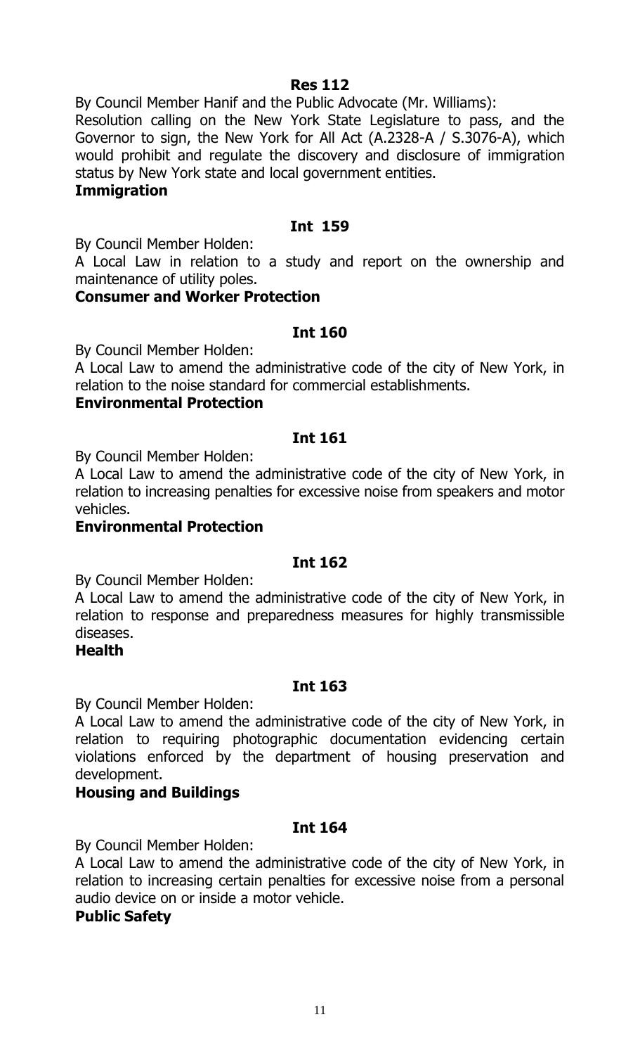**Res 112**

By Council Member Hanif and the Public Advocate (Mr. Williams):

Resolution calling on the New York State Legislature to pass, and the Governor to sign, the New York for All Act (A.2328-A / S.3076-A), which would prohibit and regulate the discovery and disclosure of immigration status by New York state and local government entities.

**Immigration**

**Int 159**

By Council Member Holden:

A Local Law in relation to a study and report on the ownership and maintenance of utility poles.

**Consumer and Worker Protection**

**Int 160**

By Council Member Holden:

A Local Law to amend the administrative code of the city of New York, in relation to the noise standard for commercial establishments.

**Environmental Protection**

**Int 161**

By Council Member Holden:

A Local Law to amend the administrative code of the city of New York, in relation to increasing penalties for excessive noise from speakers and motor vehicles.

**Environmental Protection**

**Int 162**

By Council Member Holden:

A Local Law to amend the administrative code of the city of New York, in relation to response and preparedness measures for highly transmissible diseases.

**Health**

**Int 163**

By Council Member Holden:

A Local Law to amend the administrative code of the city of New York, in relation to requiring photographic documentation evidencing certain violations enforced by the department of housing preservation and development.

**Housing and Buildings**

**Int 164**

By Council Member Holden:

A Local Law to amend the administrative code of the city of New York, in relation to increasing certain penalties for excessive noise from a personal audio device on or inside a motor vehicle.

**Public Safety**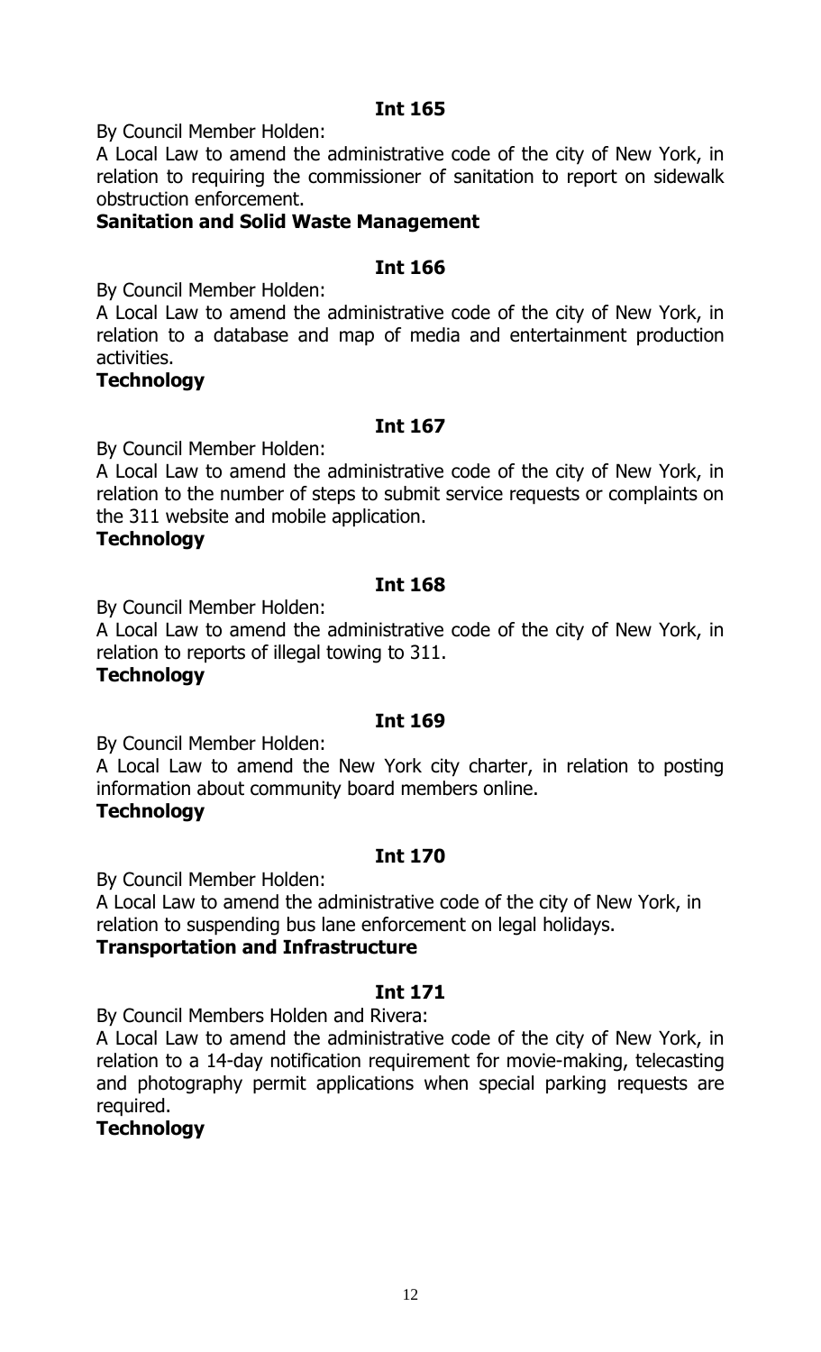**Int 165**

By Council Member Holden:

A Local Law to amend the administrative code of the city of New York, in relation to requiring the commissioner of sanitation to report on sidewalk obstruction enforcement.

**Sanitation and Solid Waste Management**

**Int 166**

By Council Member Holden:

A Local Law to amend the administrative code of the city of New York, in relation to a database and map of media and entertainment production activities.

**Technology**

**Int 167**

By Council Member Holden:

A Local Law to amend the administrative code of the city of New York, in relation to the number of steps to submit service requests or complaints on the 311 website and mobile application.

**Technology**

**Int 168**

By Council Member Holden:

A Local Law to amend the administrative code of the city of New York, in relation to reports of illegal towing to 311.

**Technology**

**Int 169**

By Council Member Holden:

A Local Law to amend the New York city charter, in relation to posting information about community board members online.

**Technology**

**Int 170**

By Council Member Holden:

A Local Law to amend the administrative code of the city of New York, in relation to suspending bus lane enforcement on legal holidays.

**Transportation and Infrastructure**

**Int 171**

By Council Members Holden and Rivera:

A Local Law to amend the administrative code of the city of New York, in relation to a 14-day notification requirement for movie-making, telecasting and photography permit applications when special parking requests are required.

**Technology**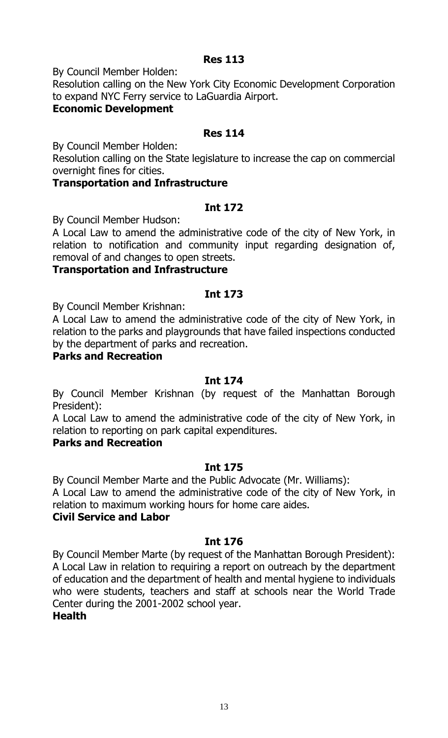**Res 113**

By Council Member Holden:

Resolution calling on the New York City Economic Development Corporation to expand NYC Ferry service to LaGuardia Airport.

**Economic Development**

**Res 114**

By Council Member Holden:

Resolution calling on the State legislature to increase the cap on commercial overnight fines for cities.

**Transportation and Infrastructure**

**Int 172**

By Council Member Hudson:

A Local Law to amend the administrative code of the city of New York, in relation to notification and community input regarding designation of, removal of and changes to open streets.

**Transportation and Infrastructure**

**Int 173**

By Council Member Krishnan:

A Local Law to amend the administrative code of the city of New York, in relation to the parks and playgrounds that have failed inspections conducted by the department of parks and recreation.

**Parks and Recreation**

**Int 174**

By Council Member Krishnan (by request of the Manhattan Borough President):

A Local Law to amend the administrative code of the city of New York, in relation to reporting on park capital expenditures.

**Parks and Recreation**

**Int 175**

By Council Member Marte and the Public Advocate (Mr. Williams):

A Local Law to amend the administrative code of the city of New York, in relation to maximum working hours for home care aides.

**Civil Service and Labor**

**Int 176**

By Council Member Marte (by request of the Manhattan Borough President):

A Local Law in relation to requiring a report on outreach by the department of education and the department of health and mental hygiene to individuals who were students, teachers and staff at schools near the World Trade Center during the 2001-2002 school year.

**Health**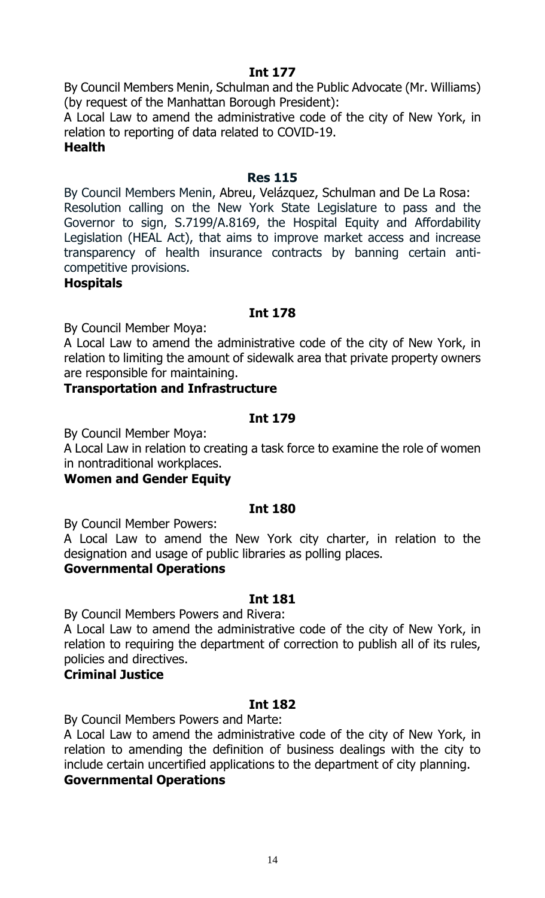**Int 177**

By Council Members Menin, Schulman and the Public Advocate (Mr. Williams) (by request of the Manhattan Borough President):

A Local Law to amend the administrative code of the city of New York, in relation to reporting of data related to COVID-19.

**Health**

**Res 115**

By Council Members Menin, Abreu, Velázquez, Schulman and De La Rosa:

Resolution calling on the New York State Legislature to pass and the Governor to sign, S.7199/A.8169, the Hospital Equity and Affordability Legislation (HEAL Act), that aims to improve market access and increase transparency of health insurance contracts by banning certain anti-competitive provisions.

**Hospitals**

**Int 178**

By Council Member Moya:

A Local Law to amend the administrative code of the city of New York, in relation to limiting the amount of sidewalk area that private property owners are responsible for maintaining.

**Transportation and Infrastructure**

**Int 179**

By Council Member Moya:

A Local Law in relation to creating a task force to examine the role of women in nontraditional workplaces.

**Women and Gender Equity**

**Int 180**

By Council Member Powers:

A Local Law to amend the New York city charter, in relation to the designation and usage of public libraries as polling places.

**Governmental Operations**

**Int 181**

By Council Members Powers and Rivera:

A Local Law to amend the administrative code of the city of New York, in relation to requiring the department of correction to publish all of its rules, policies and directives.

**Criminal Justice**

**Int 182**

By Council Members Powers and Marte:

A Local Law to amend the administrative code of the city of New York, in relation to amending the definition of business dealings with the city to include certain uncertified applications to the department of city planning.

**Governmental Operations**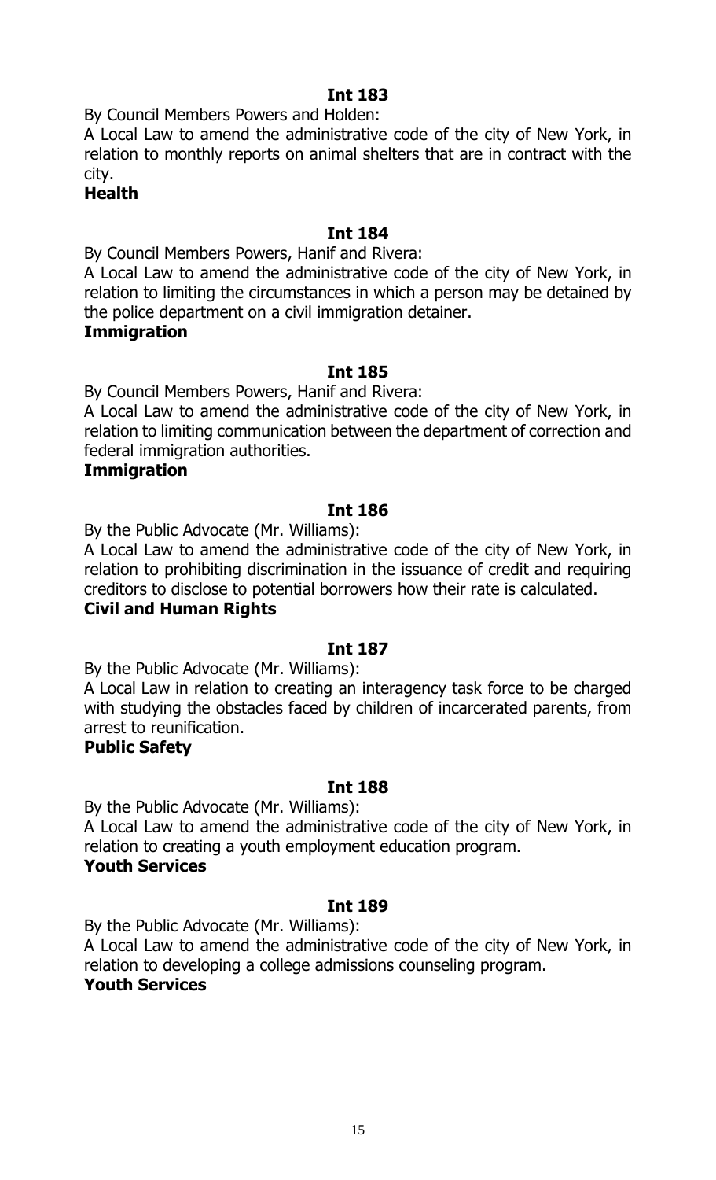**Int 183**

By Council Members Powers and Holden:

A Local Law to amend the administrative code of the city of New York, in relation to monthly reports on animal shelters that are in contract with the city.

**Health**

**Int 184**

By Council Members Powers, Hanif and Rivera:

A Local Law to amend the administrative code of the city of New York, in relation to limiting the circumstances in which a person may be detained by the police department on a civil immigration detainer.

**Immigration**

**Int 185**

By Council Members Powers, Hanif and Rivera:

A Local Law to amend the administrative code of the city of New York, in relation to limiting communication between the department of correction and federal immigration authorities.

**Immigration**

**Int 186**

By the Public Advocate (Mr. Williams):

A Local Law to amend the administrative code of the city of New York, in relation to prohibiting discrimination in the issuance of credit and requiring creditors to disclose to potential borrowers how their rate is calculated.

**Civil and Human Rights**

**Int 187**

By the Public Advocate (Mr. Williams):

A Local Law in relation to creating an interagency task force to be charged with studying the obstacles faced by children of incarcerated parents, from arrest to reunification.

**Public Safety**

**Int 188**

By the Public Advocate (Mr. Williams):

A Local Law to amend the administrative code of the city of New York, in relation to creating a youth employment education program.

**Youth Services**

**Int 189**

By the Public Advocate (Mr. Williams):

A Local Law to amend the administrative code of the city of New York, in relation to developing a college admissions counseling program.

**Youth Services**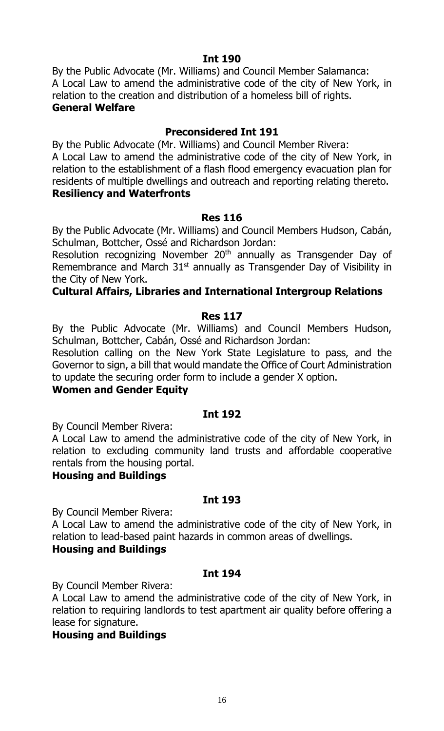**Int 190**

By the Public Advocate (Mr. Williams) and Council Member Salamanca:
A Local Law to amend the administrative code of the city of New York, in relation to the creation and distribution of a homeless bill of rights.
**General Welfare**

**Preconsidered Int 191**

By the Public Advocate (Mr. Williams) and Council Member Rivera:
A Local Law to amend the administrative code of the city of New York, in relation to the establishment of a flash flood emergency evacuation plan for residents of multiple dwellings and outreach and reporting relating thereto.
**Resiliency and Waterfronts**

**Res 116**

By the Public Advocate (Mr. Williams) and Council Members Hudson, Cabán, Schulman, Bottcher, Ossé and Richardson Jordan:
Resolution recognizing November 20th annually as Transgender Day of Remembrance and March 31st annually as Transgender Day of Visibility in the City of New York.
**Cultural Affairs, Libraries and International Intergroup Relations**

**Res 117**

By the Public Advocate (Mr. Williams) and Council Members Hudson, Schulman, Bottcher, Cabán, Ossé and Richardson Jordan:
Resolution calling on the New York State Legislature to pass, and the Governor to sign, a bill that would mandate the Office of Court Administration to update the securing order form to include a gender X option.
**Women and Gender Equity**

**Int 192**

By Council Member Rivera:
A Local Law to amend the administrative code of the city of New York, in relation to excluding community land trusts and affordable cooperative rentals from the housing portal.
**Housing and Buildings**

**Int 193**

By Council Member Rivera:
A Local Law to amend the administrative code of the city of New York, in relation to lead-based paint hazards in common areas of dwellings.
**Housing and Buildings**

**Int 194**

By Council Member Rivera:
A Local Law to amend the administrative code of the city of New York, in relation to requiring landlords to test apartment air quality before offering a lease for signature.
**Housing and Buildings**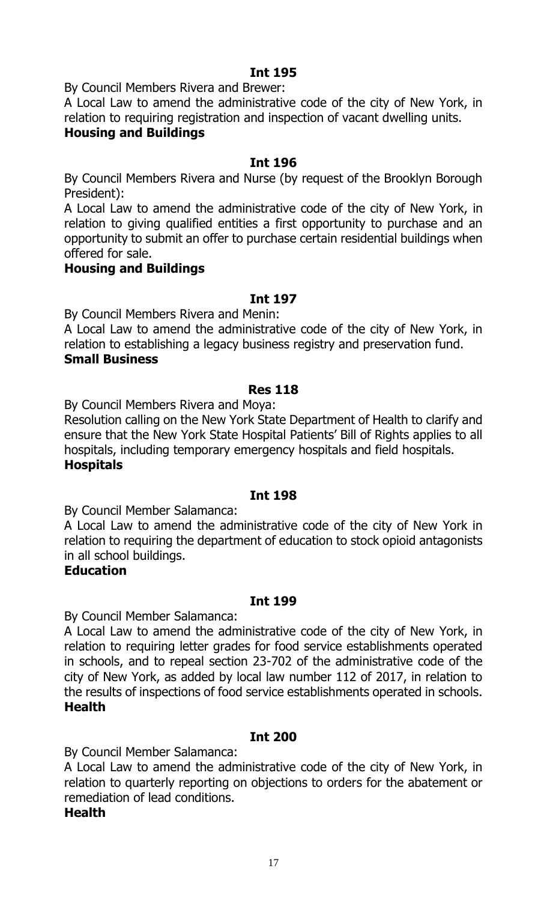**Int 195**

By Council Members Rivera and Brewer:

A Local Law to amend the administrative code of the city of New York, in relation to requiring registration and inspection of vacant dwelling units.

**Housing and Buildings**

**Int 196**

By Council Members Rivera and Nurse (by request of the Brooklyn Borough President):

A Local Law to amend the administrative code of the city of New York, in relation to giving qualified entities a first opportunity to purchase and an opportunity to submit an offer to purchase certain residential buildings when offered for sale.

**Housing and Buildings**

**Int 197**

By Council Members Rivera and Menin:

A Local Law to amend the administrative code of the city of New York, in relation to establishing a legacy business registry and preservation fund.

**Small Business**

**Res 118**

By Council Members Rivera and Moya:

Resolution calling on the New York State Department of Health to clarify and ensure that the New York State Hospital Patients' Bill of Rights applies to all hospitals, including temporary emergency hospitals and field hospitals.

**Hospitals**

**Int 198**

By Council Member Salamanca:

A Local Law to amend the administrative code of the city of New York in relation to requiring the department of education to stock opioid antagonists in all school buildings.

**Education**

**Int 199**

By Council Member Salamanca:

A Local Law to amend the administrative code of the city of New York, in relation to requiring letter grades for food service establishments operated in schools, and to repeal section 23-702 of the administrative code of the city of New York, as added by local law number 112 of 2017, in relation to the results of inspections of food service establishments operated in schools.

**Health**

**Int 200**

By Council Member Salamanca:

A Local Law to amend the administrative code of the city of New York, in relation to quarterly reporting on objections to orders for the abatement or remediation of lead conditions.

**Health**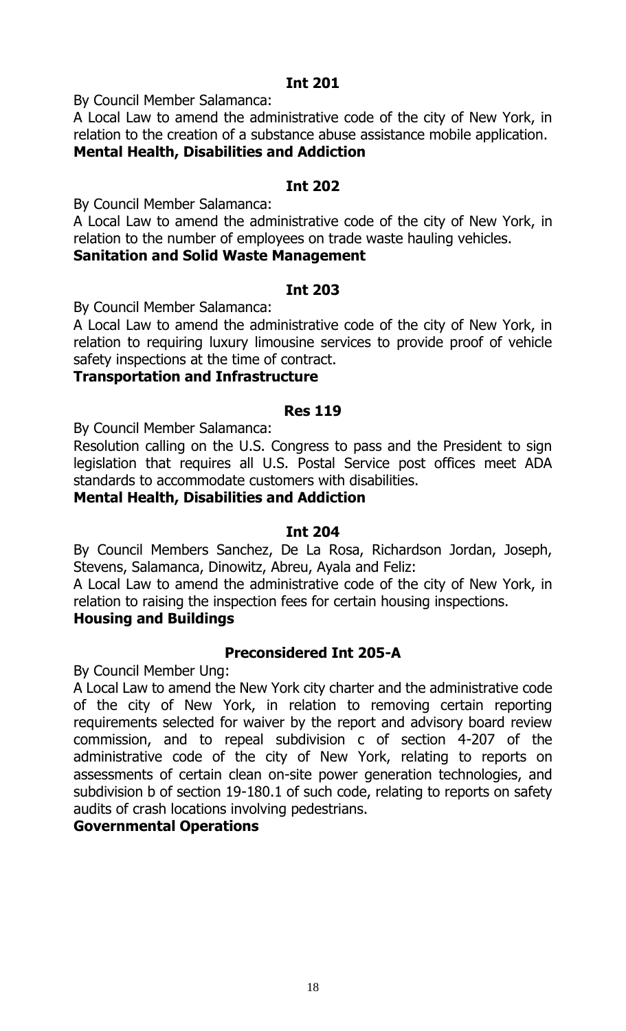**Int 201**

By Council Member Salamanca:

A Local Law to amend the administrative code of the city of New York, in relation to the creation of a substance abuse assistance mobile application.

**Mental Health, Disabilities and Addiction**

**Int 202**

By Council Member Salamanca:

A Local Law to amend the administrative code of the city of New York, in relation to the number of employees on trade waste hauling vehicles.

**Sanitation and Solid Waste Management**

**Int 203**

By Council Member Salamanca:

A Local Law to amend the administrative code of the city of New York, in relation to requiring luxury limousine services to provide proof of vehicle safety inspections at the time of contract.

**Transportation and Infrastructure**

**Res 119**

By Council Member Salamanca:

Resolution calling on the U.S. Congress to pass and the President to sign legislation that requires all U.S. Postal Service post offices meet ADA standards to accommodate customers with disabilities.

**Mental Health, Disabilities and Addiction**

**Int 204**

By Council Members Sanchez, De La Rosa, Richardson Jordan, Joseph, Stevens, Salamanca, Dinowitz, Abreu, Ayala and Feliz:

A Local Law to amend the administrative code of the city of New York, in relation to raising the inspection fees for certain housing inspections.

**Housing and Buildings**

**Preconsidered Int 205-A**

By Council Member Ung:

A Local Law to amend the New York city charter and the administrative code of the city of New York, in relation to removing certain reporting requirements selected for waiver by the report and advisory board review commission, and to repeal subdivision c of section 4-207 of the administrative code of the city of New York, relating to reports on assessments of certain clean on-site power generation technologies, and subdivision b of section 19-180.1 of such code, relating to reports on safety audits of crash locations involving pedestrians.

**Governmental Operations**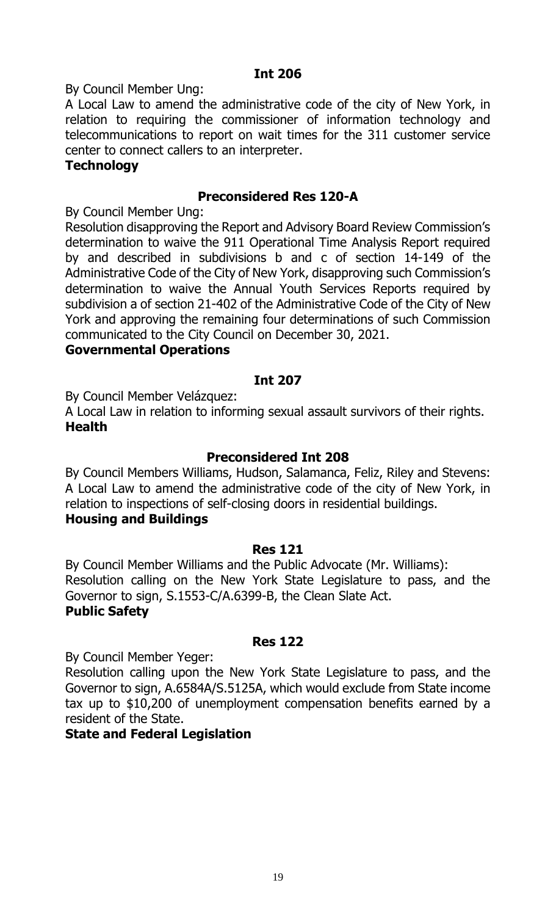**Int 206**

By Council Member Ung:

A Local Law to amend the administrative code of the city of New York, in relation to requiring the commissioner of information technology and telecommunications to report on wait times for the 311 customer service center to connect callers to an interpreter.

**Technology**

**Preconsidered Res 120-A**

By Council Member Ung:

Resolution disapproving the Report and Advisory Board Review Commission's determination to waive the 911 Operational Time Analysis Report required by and described in subdivisions b and c of section 14-149 of the Administrative Code of the City of New York, disapproving such Commission's determination to waive the Annual Youth Services Reports required by subdivision a of section 21-402 of the Administrative Code of the City of New York and approving the remaining four determinations of such Commission communicated to the City Council on December 30, 2021.

**Governmental Operations**

**Int 207**

By Council Member Velázquez:

A Local Law in relation to informing sexual assault survivors of their rights.

**Health**

**Preconsidered Int 208**

By Council Members Williams, Hudson, Salamanca, Feliz, Riley and Stevens:

A Local Law to amend the administrative code of the city of New York, in relation to inspections of self-closing doors in residential buildings.

**Housing and Buildings**

**Res 121**

By Council Member Williams and the Public Advocate (Mr. Williams):

Resolution calling on the New York State Legislature to pass, and the Governor to sign, S.1553-C/A.6399-B, the Clean Slate Act.

**Public Safety**

**Res 122**

By Council Member Yeger:

Resolution calling upon the New York State Legislature to pass, and the Governor to sign, A.6584A/S.5125A, which would exclude from State income tax up to $10,200 of unemployment compensation benefits earned by a resident of the State.

**State and Federal Legislation**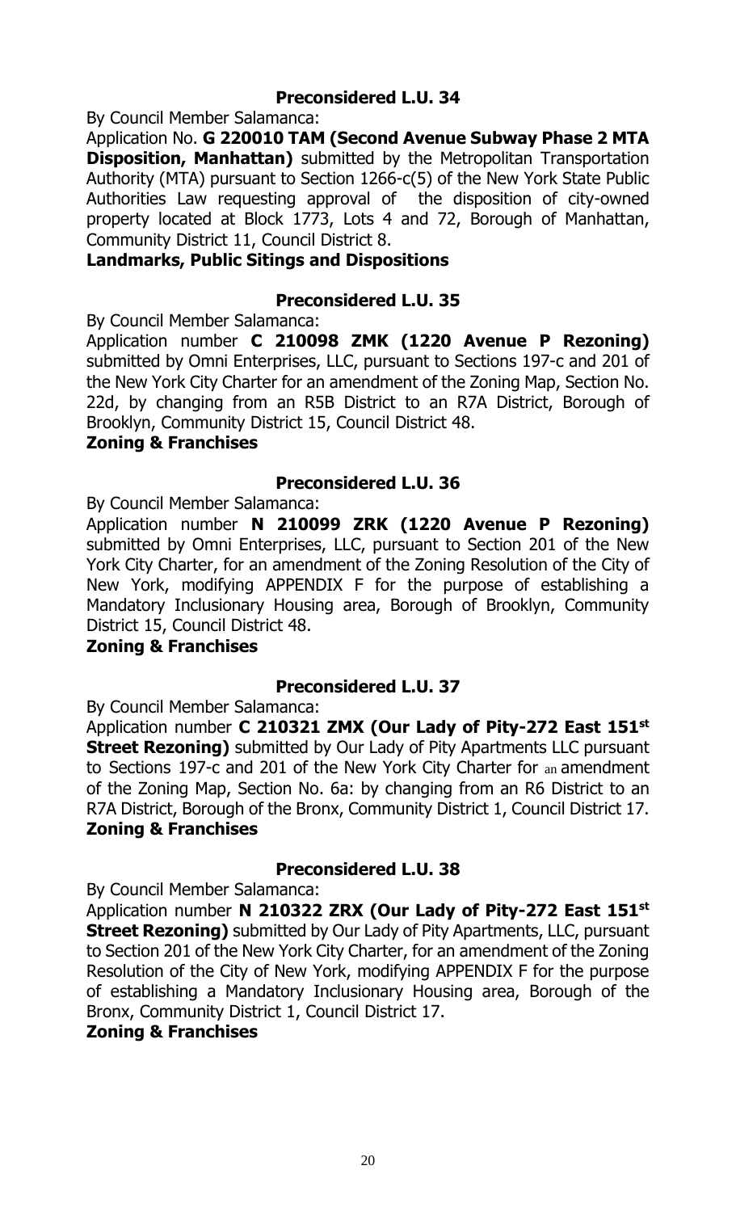### Preconsidered L.U. 34

By Council Member Salamanca:

Application No. **G 220010 TAM (Second Avenue Subway Phase 2 MTA Disposition, Manhattan)** submitted by the Metropolitan Transportation Authority (MTA) pursuant to Section 1266-c(5) of the New York State Public Authorities Law requesting approval of the disposition of city-owned property located at Block 1773, Lots 4 and 72, Borough of Manhattan, Community District 11, Council District 8.

**Landmarks, Public Sitings and Dispositions**

### Preconsidered L.U. 35

By Council Member Salamanca:

Application number **C 210098 ZMK (1220 Avenue P Rezoning)** submitted by Omni Enterprises, LLC, pursuant to Sections 197-c and 201 of the New York City Charter for an amendment of the Zoning Map, Section No. 22d, by changing from an R5B District to an R7A District, Borough of Brooklyn, Community District 15, Council District 48.

**Zoning & Franchises**

### Preconsidered L.U. 36

By Council Member Salamanca:

Application number **N 210099 ZRK (1220 Avenue P Rezoning)** submitted by Omni Enterprises, LLC, pursuant to Section 201 of the New York City Charter, for an amendment of the Zoning Resolution of the City of New York, modifying APPENDIX F for the purpose of establishing a Mandatory Inclusionary Housing area, Borough of Brooklyn, Community District 15, Council District 48.

**Zoning & Franchises**

### Preconsidered L.U. 37

By Council Member Salamanca:

Application number **C 210321 ZMX (Our Lady of Pity-272 East 151st Street Rezoning)** submitted by Our Lady of Pity Apartments LLC pursuant to Sections 197-c and 201 of the New York City Charter for an amendment of the Zoning Map, Section No. 6a: by changing from an R6 District to an R7A District, Borough of the Bronx, Community District 1, Council District 17.

**Zoning & Franchises**

### Preconsidered L.U. 38

By Council Member Salamanca:

Application number **N 210322 ZRX (Our Lady of Pity-272 East 151st Street Rezoning)** submitted by Our Lady of Pity Apartments, LLC, pursuant to Section 201 of the New York City Charter, for an amendment of the Zoning Resolution of the City of New York, modifying APPENDIX F for the purpose of establishing a Mandatory Inclusionary Housing area, Borough of the Bronx, Community District 1, Council District 17.

**Zoning & Franchises**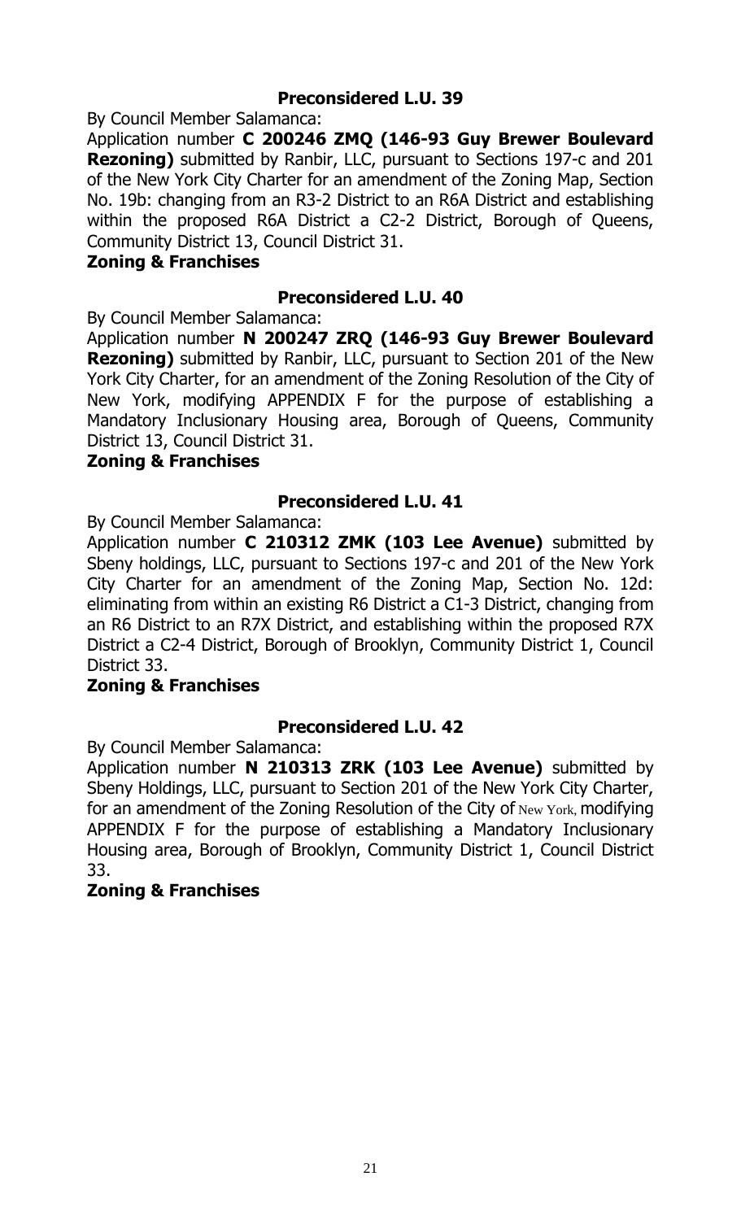### Preconsidered L.U. 39

By Council Member Salamanca:

Application number **C 200246 ZMQ (146-93 Guy Brewer Boulevard Rezoning)** submitted by Ranbir, LLC, pursuant to Sections 197-c and 201 of the New York City Charter for an amendment of the Zoning Map, Section No. 19b: changing from an R3-2 District to an R6A District and establishing within the proposed R6A District a C2-2 District, Borough of Queens, Community District 13, Council District 31.

**Zoning & Franchises**

### Preconsidered L.U. 40

By Council Member Salamanca:

Application number **N 200247 ZRQ (146-93 Guy Brewer Boulevard Rezoning)** submitted by Ranbir, LLC, pursuant to Section 201 of the New York City Charter, for an amendment of the Zoning Resolution of the City of New York, modifying APPENDIX F for the purpose of establishing a Mandatory Inclusionary Housing area, Borough of Queens, Community District 13, Council District 31.

**Zoning & Franchises**

### Preconsidered L.U. 41

By Council Member Salamanca:

Application number **C 210312 ZMK (103 Lee Avenue)** submitted by Sbeny holdings, LLC, pursuant to Sections 197-c and 201 of the New York City Charter for an amendment of the Zoning Map, Section No. 12d: eliminating from within an existing R6 District a C1-3 District, changing from an R6 District to an R7X District, and establishing within the proposed R7X District a C2-4 District, Borough of Brooklyn, Community District 1, Council District 33.

**Zoning & Franchises**

### Preconsidered L.U. 42

By Council Member Salamanca:

Application number **N 210313 ZRK (103 Lee Avenue)** submitted by Sbeny Holdings, LLC, pursuant to Section 201 of the New York City Charter, for an amendment of the Zoning Resolution of the City of New York, modifying APPENDIX F for the purpose of establishing a Mandatory Inclusionary Housing area, Borough of Brooklyn, Community District 1, Council District 33.

**Zoning & Franchises**